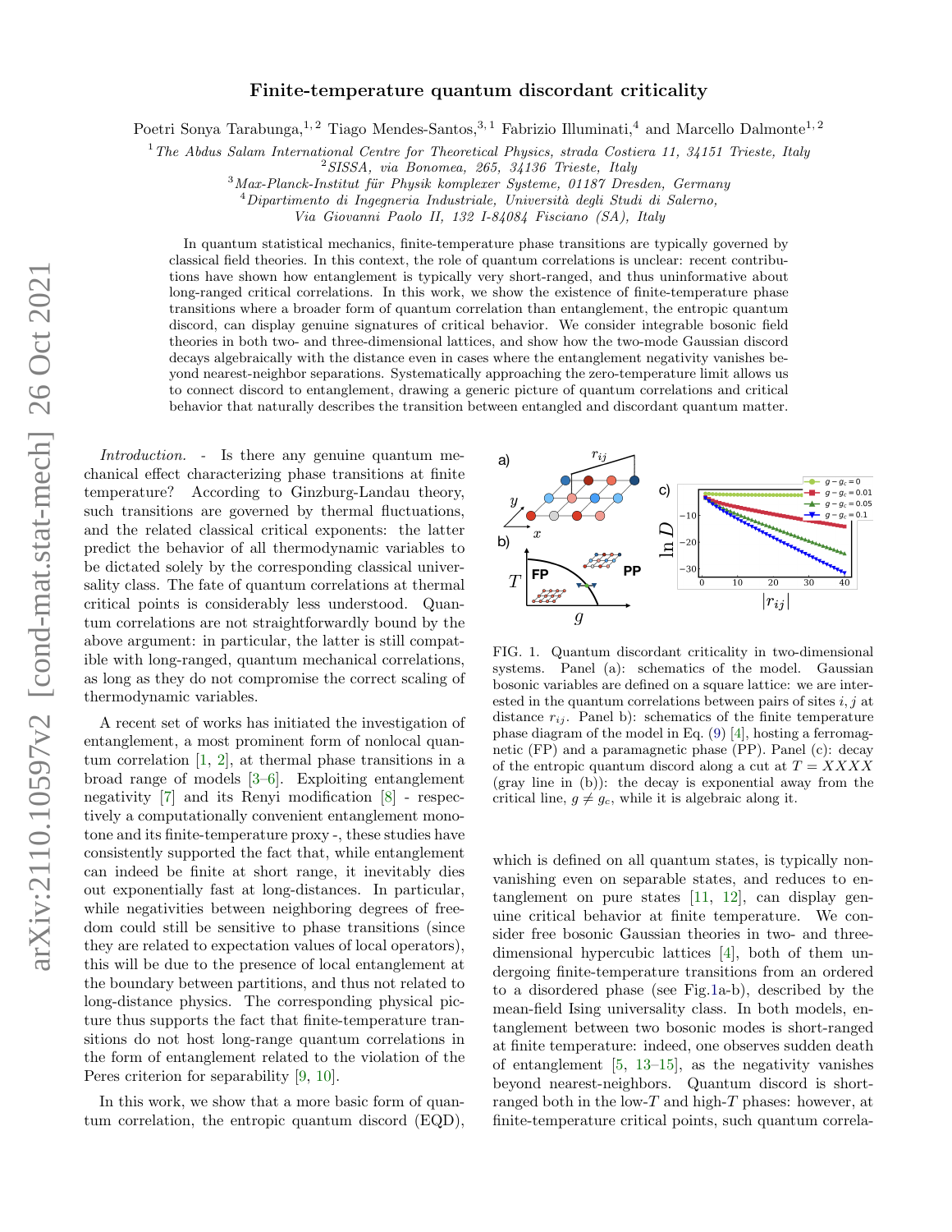# Finite-temperature quantum discordant criticality

Poetri Sonya Tarabunga,[1,2] Tiago Mendes-Santos,[3,1] Fabrizio Illuminati,[4] and Marcello Dalmonte[1,2]

[1] *The Abdus Salam International Centre for Theoretical Physics, strada Costiera 11, 34151 Trieste, Italy*
[2] *SISSA, via Bonomea, 265, 34136 Trieste, Italy*
[3] *Max-Planck-Institut für Physik komplexer Systeme, 01187 Dresden, Germany*
[4] *Dipartimento di Ingegneria Industriale, Università degli Studi di Salerno, Via Giovanni Paolo II, 132 I-84084 Fisciano (SA), Italy*

In quantum statistical mechanics, finite-temperature phase transitions are typically governed by classical field theories. In this context, the role of quantum correlations is unclear: recent contributions have shown how entanglement is typically very short-ranged, and thus uninformative about long-ranged critical correlations. In this work, we show the existence of finite-temperature phase transitions where a broader form of quantum correlation than entanglement, the entropic quantum discord, can display genuine signatures of critical behavior. We consider integrable bosonic field theories in both two- and three-dimensional lattices, and show how the two-mode Gaussian discord decays algebraically with the distance even in cases where the entanglement negativity vanishes beyond nearest-neighbor separations. Systematically approaching the zero-temperature limit allows us to connect discord to entanglement, drawing a generic picture of quantum correlations and critical behavior that naturally describes the transition between entangled and discordant quantum matter.

*Introduction.* - Is there any genuine quantum mechanical effect characterizing phase transitions at finite temperature? According to Ginzburg-Landau theory, such transitions are governed by thermal fluctuations, and the related classical critical exponents: the latter predict the behavior of all thermodynamic variables to be dictated solely by the corresponding classical universality class. The fate of quantum correlations at thermal critical points is considerably less understood. Quantum correlations are not straightforwardly bound by the above argument: in particular, the latter is still compatible with long-ranged, quantum mechanical correlations, as long as they do not compromise the correct scaling of thermodynamic variables.

A recent set of works has initiated the investigation of entanglement, a most prominent form of nonlocal quantum correlation [1, 2], at thermal phase transitions in a broad range of models [3–6]. Exploiting entanglement negativity [7] and its Renyi modification [8] - respectively a computationally convenient entanglement monotone and its finite-temperature proxy -, these studies have consistently supported the fact that, while entanglement can indeed be finite at short range, it inevitably dies out exponentially fast at long-distances. In particular, while negativities between neighboring degrees of freedom could still be sensitive to phase transitions (since they are related to expectation values of local operators), this will be due to the presence of local entanglement at the boundary between partitions, and thus not related to long-distance physics. The corresponding physical picture thus supports the fact that finite-temperature transitions do not host long-range quantum correlations in the form of entanglement related to the violation of the Peres criterion for separability [9, 10].

In this work, we show that a more basic form of quantum correlation, the entropic quantum discord (EQD),

FIG. 1. Quantum discordant criticality in two-dimensional systems. Panel (a): schematics of the model. Gaussian bosonic variables are defined on a square lattice: we are interested in the quantum correlations between pairs of sites $i, j$ at distance $r_{ij}$. Panel b): schematics of the finite temperature phase diagram of the model in Eq. (9) [4], hosting a ferromagnetic (FP) and a paramagnetic phase (PP). Panel (c): decay of the entropic quantum discord along a cut at $T = XXXX$ (gray line in (b)): the decay is exponential away from the critical line, $g \neq g_c$, while it is algebraic along it.

which is defined on all quantum states, is typically nonvanishing even on separable states, and reduces to entanglement on pure states [11, 12], can display genuine critical behavior at finite temperature. We consider free bosonic Gaussian theories in two- and three-dimensional hypercubic lattices [4], both of them undergoing finite-temperature transitions from an ordered to a disordered phase (see Fig.1a-b), described by the mean-field Ising universality class. In both models, entanglement between two bosonic modes is short-ranged at finite temperature: indeed, one observes sudden death of entanglement [5, 13–15], as the negativity vanishes beyond nearest-neighbors. Quantum discord is short-ranged both in the low-$T$ and high-$T$ phases: however, at finite-temperature critical points, such quantum correla-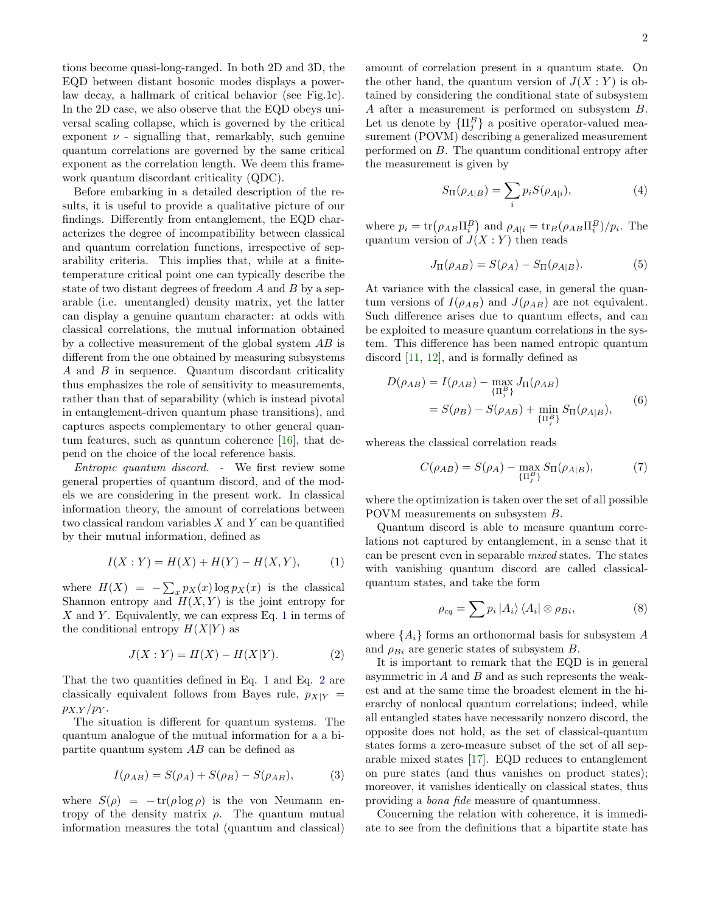tions become quasi-long-ranged. In both 2D and 3D, the EQD between distant bosonic modes displays a power-law decay, a hallmark of critical behavior (see Fig.1c). In the 2D case, we also observe that the EQD obeys universal scaling collapse, which is governed by the critical exponent $\nu$ - signalling that, remarkably, such genuine quantum correlations are governed by the same critical exponent as the correlation length. We deem this framework quantum discordant criticality (QDC).

Before embarking in a detailed description of the results, it is useful to provide a qualitative picture of our findings. Differently from entanglement, the EQD characterizes the degree of incompatibility between classical and quantum correlation functions, irrespective of separability criteria. This implies that, while at a finite-temperature critical point one can typically describe the state of two distant degrees of freedom $A$ and $B$ by a separable (i.e. unentangled) density matrix, yet the latter can display a genuine quantum character: at odds with classical correlations, the mutual information obtained by a collective measurement of the global system $AB$ is different from the one obtained by measuring subsystems $A$ and $B$ in sequence. Quantum discordant criticality thus emphasizes the role of sensitivity to measurements, rather than that of separability (which is instead pivotal in entanglement-driven quantum phase transitions), and captures aspects complementary to other general quantum features, such as quantum coherence [16], that depend on the choice of the local reference basis.

*Entropic quantum discord.* - We first review some general properties of quantum discord, and of the models we are considering in the present work. In classical information theory, the amount of correlations between two classical random variables $X$ and $Y$ can be quantified by their mutual information, defined as

$$I(X:Y) = H(X) + H(Y) - H(X,Y), \tag{1}$$

where $H(X) = -\sum_x p_X(x) \log p_X(x)$ is the classical Shannon entropy and $H(X,Y)$ is the joint entropy for $X$ and $Y$. Equivalently, we can express Eq. 1 in terms of the conditional entropy $H(X|Y)$ as

$$J(X:Y) = H(X) - H(X|Y). \tag{2}$$

That the two quantities defined in Eq. 1 and Eq. 2 are classically equivalent follows from Bayes rule, $p_{X|Y} = p_{X,Y}/p_Y$.

The situation is different for quantum systems. The quantum analogue of the mutual information for a a bipartite quantum system $AB$ can be defined as

$$I(\rho_{AB}) = S(\rho_A) + S(\rho_B) - S(\rho_{AB}), \tag{3}$$

where $S(\rho) = -\operatorname{tr}(\rho \log \rho)$ is the von Neumann entropy of the density matrix $\rho$. The quantum mutual information measures the total (quantum and classical) amount of correlation present in a quantum state. On the other hand, the quantum version of $J(X:Y)$ is obtained by considering the conditional state of subsystem $A$ after a measurement is performed on subsystem $B$. Let us denote by $\{\Pi_j^B\}$ a positive operator-valued measurement (POVM) describing a generalized measurement performed on $B$. The quantum conditional entropy after the measurement is given by

$$S_\Pi(\rho_{A|B}) = \sum_i p_i S(\rho_{A|i}), \tag{4}$$

where $p_i = \operatorname{tr}(\rho_{AB}\Pi_i^B)$ and $\rho_{A|i} = \operatorname{tr}_B(\rho_{AB}\Pi_i^B)/p_i$. The quantum version of $J(X:Y)$ then reads

$$J_\Pi(\rho_{AB}) = S(\rho_A) - S_\Pi(\rho_{A|B}). \tag{5}$$

At variance with the classical case, in general the quantum versions of $I(\rho_{AB})$ and $J(\rho_{AB})$ are not equivalent. Such difference arises due to quantum effects, and can be exploited to measure quantum correlations in the system. This difference has been named entropic quantum discord [11, 12], and is formally defined as

$$\begin{aligned} D(\rho_{AB}) &= I(\rho_{AB}) - \max_{\{\Pi_j^B\}} J_\Pi(\rho_{AB}) \\ &= S(\rho_B) - S(\rho_{AB}) + \min_{\{\Pi_j^B\}} S_\Pi(\rho_{A|B}), \end{aligned} \tag{6}$$

whereas the classical correlation reads

$$C(\rho_{AB}) = S(\rho_A) - \max_{\{\Pi_j^B\}} S_\Pi(\rho_{A|B}), \tag{7}$$

where the optimization is taken over the set of all possible POVM measurements on subsystem $B$.

Quantum discord is able to measure quantum correlations not captured by entanglement, in a sense that it can be present even in separable *mixed* states. The states with vanishing quantum discord are called classical-quantum states, and take the form

$$\rho_{cq} = \sum p_i |A_i\rangle\langle A_i| \otimes \rho_{Bi}, \tag{8}$$

where $\{A_i\}$ forms an orthonormal basis for subsystem $A$ and $\rho_{Bi}$ are generic states of subsystem $B$.

It is important to remark that the EQD is in general asymmetric in $A$ and $B$ and as such represents the weakest and at the same time the broadest element in the hierarchy of nonlocal quantum correlations; indeed, while all entangled states have necessarily nonzero discord, the opposite does not hold, as the set of classical-quantum states forms a zero-measure subset of the set of all separable mixed states [17]. EQD reduces to entanglement on pure states (and thus vanishes on product states); moreover, it vanishes identically on classical states, thus providing a *bona fide* measure of quantumness.

Concerning the relation with coherence, it is immediate to see from the definitions that a bipartite state has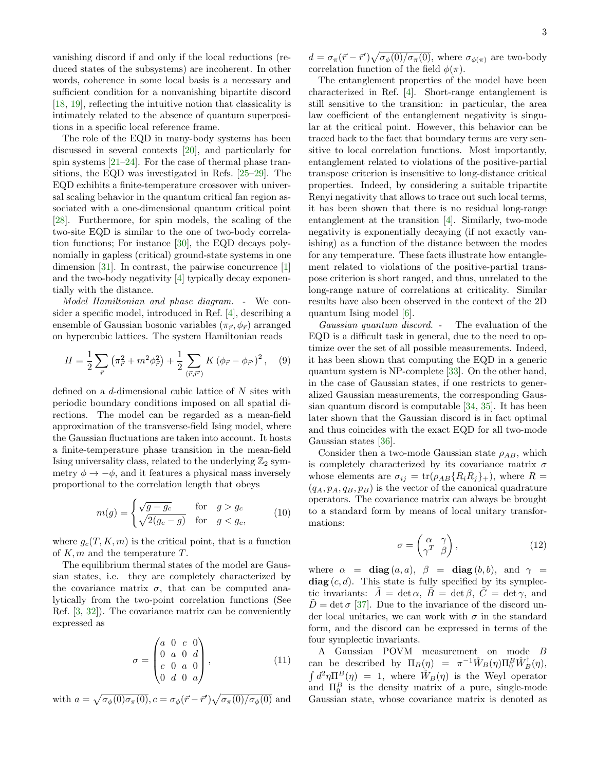vanishing discord if and only if the local reductions (reduced states of the subsystems) are incoherent. In other words, coherence in some local basis is a necessary and sufficient condition for a nonvanishing bipartite discord [18, 19], reflecting the intuitive notion that classicality is intimately related to the absence of quantum superpositions in a specific local reference frame.

The role of the EQD in many-body systems has been discussed in several contexts [20], and particularly for spin systems [21–24]. For the case of thermal phase transitions, the EQD was investigated in Refs. [25–29]. The EQD exhibits a finite-temperature crossover with universal scaling behavior in the quantum critical fan region associated with a one-dimensional quantum critical point [28]. Furthermore, for spin models, the scaling of the two-site EQD is similar to the one of two-body correlation functions; For instance [30], the EQD decays polynomially in gapless (critical) ground-state systems in one dimension [31]. In contrast, the pairwise concurrence [1] and the two-body negativity [4] typically decay exponentially with the distance.

*Model Hamiltonian and phase diagram.* - We consider a specific model, introduced in Ref. [4], describing a ensemble of Gaussian bosonic variables $(\pi_{\vec{r}}, \phi_{\vec{r}})$ arranged on hypercubic lattices. The system Hamiltonian reads

$$H = \frac{1}{2}\sum_{\vec{r}}\left(\pi_{\vec{r}}^2 + m^2\phi_{\vec{r}}^2\right) + \frac{1}{2}\sum_{\langle \vec{r},\vec{r}'\rangle} K\left(\phi_{\vec{r}} - \phi_{\vec{r}'}\right)^2, \quad (9)$$

defined on a $d$-dimensional cubic lattice of $N$ sites with periodic boundary conditions imposed on all spatial directions. The model can be regarded as a mean-field approximation of the transverse-field Ising model, where the Gaussian fluctuations are taken into account. It hosts a finite-temperature phase transition in the mean-field Ising universality class, related to the underlying $\mathbb{Z}_2$ symmetry $\phi \to -\phi$, and it features a physical mass inversely proportional to the correlation length that obeys

$$m(g) = \begin{cases} \sqrt{g - g_c} & \text{for} \quad g > g_c \\ \sqrt{2(g_c - g)} & \text{for} \quad g < g_c, \end{cases} \quad (10)$$

where $g_c(T, K, m)$ is the critical point, that is a function of $K, m$ and the temperature $T$.

The equilibrium thermal states of the model are Gaussian states, i.e. they are completely characterized by the covariance matrix $\sigma$, that can be computed analytically from the two-point correlation functions (See Ref. [3, 32]). The covariance matrix can be conveniently expressed as

$$\sigma = \begin{pmatrix} a & 0 & c & 0 \\ 0 & a & 0 & d \\ c & 0 & a & 0 \\ 0 & d & 0 & a \end{pmatrix}, \quad (11)$$

with $a = \sqrt{\sigma_\phi(0)\sigma_\pi(0)}, c = \sigma_\phi(\vec{r}-\vec{r}')\sqrt{\sigma_\pi(0)/\sigma_\phi(0)}$ and $d = \sigma_\pi(\vec{r}-\vec{r}')\sqrt{\sigma_\phi(0)/\sigma_\pi(0)}$, where $\sigma_{\phi(\pi)}$ are two-body correlation function of the field $\phi(\pi)$.

The entanglement properties of the model have been characterized in Ref. [4]. Short-range entanglement is still sensitive to the transition: in particular, the area law coefficient of the entanglement negativity is singular at the critical point. However, this behavior can be traced back to the fact that boundary terms are very sensitive to local correlation functions. Most importantly, entanglement related to violations of the positive-partial transpose criterion is insensitive to long-distance critical properties. Indeed, by considering a suitable tripartite Renyi negativity that allows to trace out such local terms, it has been shown that there is no residual long-range entanglement at the transition [4]. Similarly, two-mode negativity is exponentially decaying (if not exactly vanishing) as a function of the distance between the modes for any temperature. These facts illustrate how entanglement related to violations of the positive-partial transpose criterion is short ranged, and thus, unrelated to the long-range nature of correlations at criticality. Similar results have also been observed in the context of the 2D quantum Ising model [6].

*Gaussian quantum discord.* - The evaluation of the EQD is a difficult task in general, due to the need to optimize over the set of all possible measurements. Indeed, it has been shown that computing the EQD in a generic quantum system is NP-complete [33]. On the other hand, in the case of Gaussian states, if one restricts to generalized Gaussian measurements, the corresponding Gaussian quantum discord is computable [34, 35]. It has been later shown that the Gaussian discord is in fact optimal and thus coincides with the exact EQD for all two-mode Gaussian states [36].

Consider then a two-mode Gaussian state $\rho_{AB}$, which is completely characterized by its covariance matrix $\sigma$ whose elements are $\sigma_{ij} = \mathrm{tr}(\rho_{AB}\{R_i R_j\}_+)$, where $R = (q_A, p_A, q_B, p_B)$ is the vector of the canonical quadrature operators. The covariance matrix can always be brought to a standard form by means of local unitary transformations:

$$\sigma = \begin{pmatrix} \alpha & \gamma \\ \gamma^T & \beta \end{pmatrix}, \quad (12)$$

where $\alpha = \mathbf{diag}\,(a, a)$, $\beta = \mathbf{diag}\,(b, b)$, and $\gamma = \mathbf{diag}\,(c, d)$. This state is fully specified by its symplectic invariants: $\tilde{A} = \det\alpha$, $\tilde{B} = \det\beta$, $\tilde{C} = \det\gamma$, and $\tilde{D} = \det\sigma$ [37]. Due to the invariance of the discord under local unitaries, we can work with $\sigma$ in the standard form, and the discord can be expressed in terms of the four symplectic invariants.

A Gaussian POVM measurement on mode $B$ can be described by $\Pi_B(\eta) = \pi^{-1}\hat{W}_B(\eta)\Pi_0^B\hat{W}_B^\dagger(\eta)$, $\int d^2\eta\Pi^B(\eta) = 1$, where $\hat{W}_B(\eta)$ is the Weyl operator and $\Pi_0^B$ is the density matrix of a pure, single-mode Gaussian state, whose covariance matrix is denoted as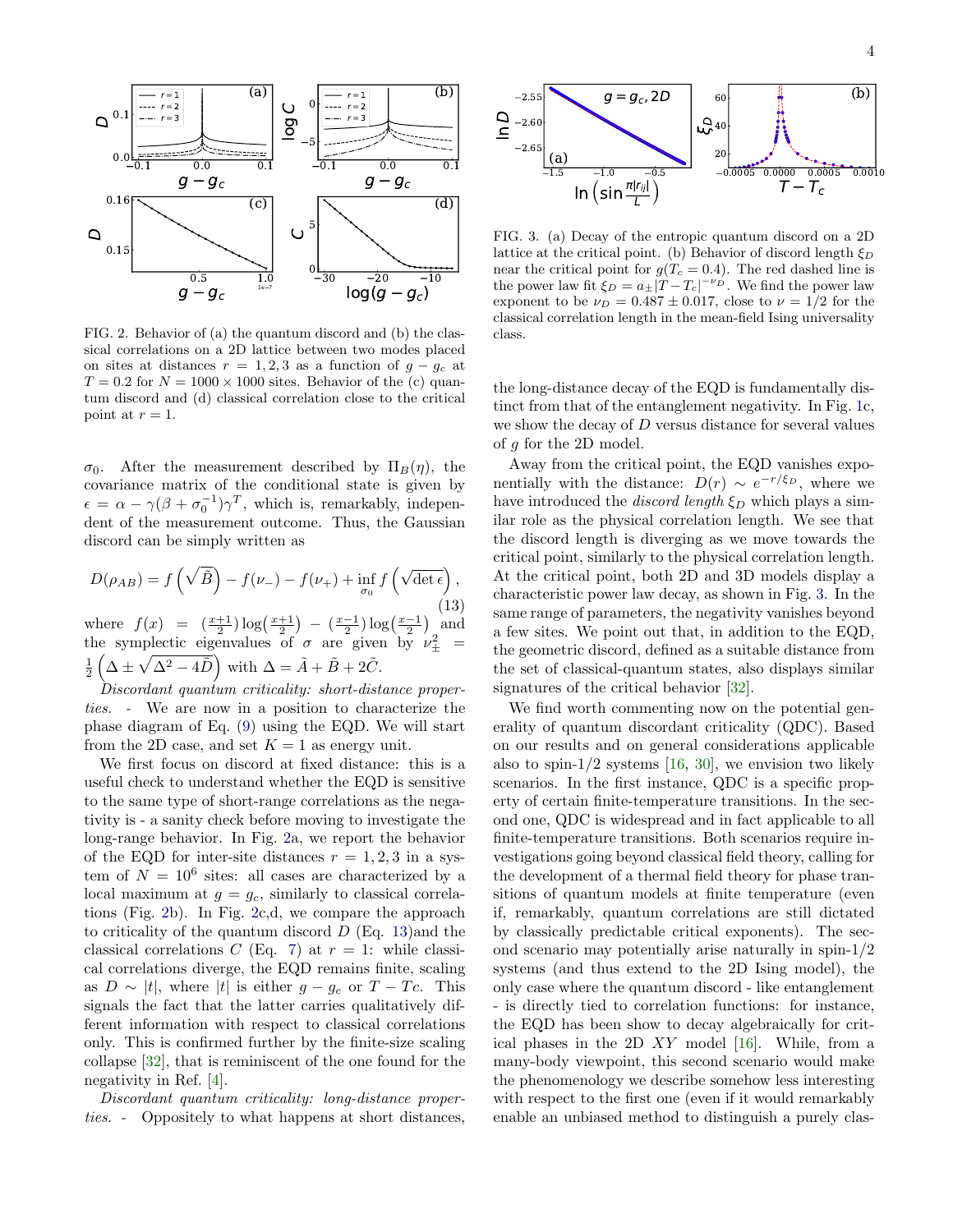FIG. 2. Behavior of (a) the quantum discord and (b) the classical correlations on a 2D lattice between two modes placed on sites at distances $r = 1, 2, 3$ as a function of $g - g_c$ at $T = 0.2$ for $N = 1000 \times 1000$ sites. Behavior of the (c) quantum discord and (d) classical correlation close to the critical point at $r = 1$.

$\sigma_0$. After the measurement described by $\Pi_B(\eta)$, the covariance matrix of the conditional state is given by $\epsilon = \alpha - \gamma(\beta + \sigma_0^{-1})\gamma^T$, which is, remarkably, independent of the measurement outcome. Thus, the Gaussian discord can be simply written as

$$D(\rho_{AB}) = f\left(\sqrt{\tilde{B}}\right) - f(\nu_-) - f(\nu_+) + \inf_{\sigma_0} f\left(\sqrt{\det \epsilon}\right), \tag{13}$$

where $f(x) = \left(\frac{x+1}{2}\right)\log\left(\frac{x+1}{2}\right) - \left(\frac{x-1}{2}\right)\log\left(\frac{x-1}{2}\right)$ and the symplectic eigenvalues of $\sigma$ are given by $\nu_\pm^2 = \frac{1}{2}\left(\Delta \pm \sqrt{\Delta^2 - 4\tilde{D}}\right)$ with $\Delta = \tilde{A} + \tilde{B} + 2\tilde{C}$.

*Discordant quantum criticality: short-distance properties.* - We are now in a position to characterize the phase diagram of Eq. (9) using the EQD. We will start from the 2D case, and set $K = 1$ as energy unit.

We first focus on discord at fixed distance: this is a useful check to understand whether the EQD is sensitive to the same type of short-range correlations as the negativity is - a sanity check before moving to investigate the long-range behavior. In Fig. 2a, we report the behavior of the EQD for inter-site distances $r = 1, 2, 3$ in a system of $N = 10^6$ sites: all cases are characterized by a local maximum at $g = g_c$, similarly to classical correlations (Fig. 2b). In Fig. 2c,d, we compare the approach to criticality of the quantum discord $D$ (Eq. 13)and the classical correlations $C$ (Eq. 7) at $r = 1$: while classical correlations diverge, the EQD remains finite, scaling as $D \sim |t|$, where $|t|$ is either $g - g_c$ or $T - Tc$. This signals the fact that the latter carries qualitatively different information with respect to classical correlations only. This is confirmed further by the finite-size scaling collapse [32], that is reminiscent of the one found for the negativity in Ref. [4].

*Discordant quantum criticality: long-distance properties.* - Oppositely to what happens at short distances, the long-distance decay of the EQD is fundamentally distinct from that of the entanglement negativity. In Fig. 1c, we show the decay of $D$ versus distance for several values of $g$ for the 2D model.

FIG. 3. (a) Decay of the entropic quantum discord on a 2D lattice at the critical point. (b) Behavior of discord length $\xi_D$ near the critical point for $g(T_c = 0.4)$. The red dashed line is the power law fit $\xi_D = a_\pm|T - T_c|^{-\nu_D}$. We find the power law exponent to be $\nu_D = 0.487 \pm 0.017$, close to $\nu = 1/2$ for the classical correlation length in the mean-field Ising universality class.

Away from the critical point, the EQD vanishes exponentially with the distance: $D(r) \sim e^{-r/\xi_D}$, where we have introduced the *discord length* $\xi_D$ which plays a similar role as the physical correlation length. We see that the discord length is diverging as we move towards the critical point, similarly to the physical correlation length. At the critical point, both 2D and 3D models display a characteristic power law decay, as shown in Fig. 3. In the same range of parameters, the negativity vanishes beyond a few sites. We point out that, in addition to the EQD, the geometric discord, defined as a suitable distance from the set of classical-quantum states, also displays similar signatures of the critical behavior [32].

We find worth commenting now on the potential generality of quantum discordant criticality (QDC). Based on our results and on general considerations applicable also to spin-1/2 systems [16, 30], we envision two likely scenarios. In the first instance, QDC is a specific property of certain finite-temperature transitions. In the second one, QDC is widespread and in fact applicable to all finite-temperature transitions. Both scenarios require investigations going beyond classical field theory, calling for the development of a thermal field theory for phase transitions of quantum models at finite temperature (even if, remarkably, quantum correlations are still dictated by classically predictable critical exponents). The second scenario may potentially arise naturally in spin-1/2 systems (and thus extend to the 2D Ising model), the only case where the quantum discord - like entanglement - is directly tied to correlation functions: for instance, the EQD has been show to decay algebraically for critical phases in the 2D $XY$ model [16]. While, from a many-body viewpoint, this second scenario would make the phenomenology we describe somehow less interesting with respect to the first one (even if it would remarkably enable an unbiased method to distinguish a purely clas-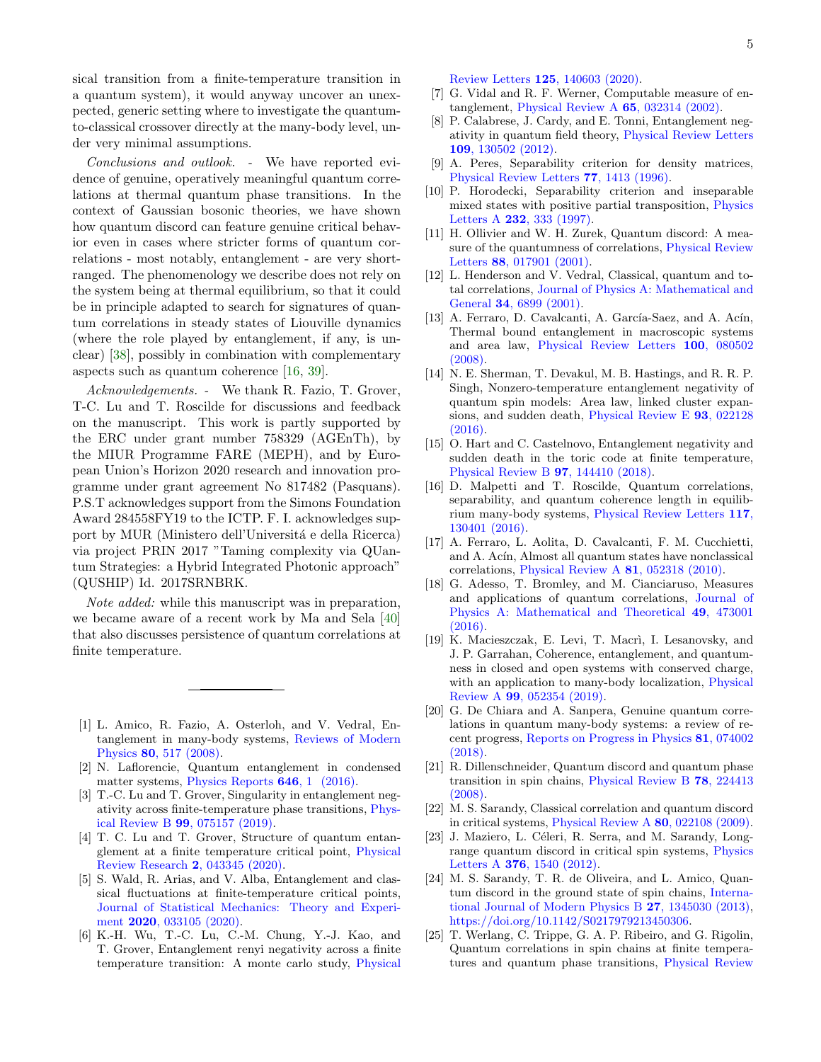sical transition from a finite-temperature transition in a quantum system), it would anyway uncover an unexpected, generic setting where to investigate the quantum-to-classical crossover directly at the many-body level, under very minimal assumptions.

*Conclusions and outlook.* - We have reported evidence of genuine, operatively meaningful quantum correlations at thermal quantum phase transitions. In the context of Gaussian bosonic theories, we have shown how quantum discord can feature genuine critical behavior even in cases where stricter forms of quantum correlations - most notably, entanglement - are very short-ranged. The phenomenology we describe does not rely on the system being at thermal equilibrium, so that it could be in principle adapted to search for signatures of quantum correlations in steady states of Liouville dynamics (where the role played by entanglement, if any, is unclear) [38], possibly in combination with complementary aspects such as quantum coherence [16, 39].

*Acknowledgements.* - We thank R. Fazio, T. Grover, T-C. Lu and T. Roscilde for discussions and feedback on the manuscript. This work is partly supported by the ERC under grant number 758329 (AGEnTh), by the MIUR Programme FARE (MEPH), and by European Union's Horizon 2020 research and innovation programme under grant agreement No 817482 (Pasquans). P.S.T acknowledges support from the Simons Foundation Award 284558FY19 to the ICTP. F. I. acknowledges support by MUR (Ministero dell'Universitá e della Ricerca) via project PRIN 2017 "Taming complexity via QUantum Strategies: a Hybrid Integrated Photonic approach" (QUSHIP) Id. 2017SRNBRK.

*Note added:* while this manuscript was in preparation, we became aware of a recent work by Ma and Sela [40] that also discusses persistence of quantum correlations at finite temperature.

---

[1] L. Amico, R. Fazio, A. Osterloh, and V. Vedral, Entanglement in many-body systems, Reviews of Modern Physics **80**, 517 (2008).

[2] N. Laflorencie, Quantum entanglement in condensed matter systems, Physics Reports **646**, 1 (2016).

[3] T.-C. Lu and T. Grover, Singularity in entanglement negativity across finite-temperature phase transitions, Physical Review B **99**, 075157 (2019).

[4] T. C. Lu and T. Grover, Structure of quantum entanglement at a finite temperature critical point, Physical Review Research **2**, 043345 (2020).

[5] S. Wald, R. Arias, and V. Alba, Entanglement and classical fluctuations at finite-temperature critical points, Journal of Statistical Mechanics: Theory and Experiment **2020**, 033105 (2020).

[6] K.-H. Wu, T.-C. Lu, C.-M. Chung, Y.-J. Kao, and T. Grover, Entanglement renyi negativity across a finite temperature transition: A monte carlo study, Physical Review Letters **125**, 140603 (2020).

[7] G. Vidal and R. F. Werner, Computable measure of entanglement, Physical Review A **65**, 032314 (2002).

[8] P. Calabrese, J. Cardy, and E. Tonni, Entanglement negativity in quantum field theory, Physical Review Letters **109**, 130502 (2012).

[9] A. Peres, Separability criterion for density matrices, Physical Review Letters **77**, 1413 (1996).

[10] P. Horodecki, Separability criterion and inseparable mixed states with positive partial transposition, Physics Letters A **232**, 333 (1997).

[11] H. Ollivier and W. H. Zurek, Quantum discord: A measure of the quantumness of correlations, Physical Review Letters **88**, 017901 (2001).

[12] L. Henderson and V. Vedral, Classical, quantum and total correlations, Journal of Physics A: Mathematical and General **34**, 6899 (2001).

[13] A. Ferraro, D. Cavalcanti, A. García-Saez, and A. Acín, Thermal bound entanglement in macroscopic systems and area law, Physical Review Letters **100**, 080502 (2008).

[14] N. E. Sherman, T. Devakul, M. B. Hastings, and R. R. P. Singh, Nonzero-temperature entanglement negativity of quantum spin models: Area law, linked cluster expansions, and sudden death, Physical Review E **93**, 022128 (2016).

[15] O. Hart and C. Castelnovo, Entanglement negativity and sudden death in the toric code at finite temperature, Physical Review B **97**, 144410 (2018).

[16] D. Malpetti and T. Roscilde, Quantum correlations, separability, and quantum coherence length in equilibrium many-body systems, Physical Review Letters **117**, 130401 (2016).

[17] A. Ferraro, L. Aolita, D. Cavalcanti, F. M. Cucchietti, and A. Acín, Almost all quantum states have nonclassical correlations, Physical Review A **81**, 052318 (2010).

[18] G. Adesso, T. Bromley, and M. Cianciaruso, Measures and applications of quantum correlations, Journal of Physics A: Mathematical and Theoretical **49**, 473001 (2016).

[19] K. Macieszczak, E. Levi, T. Macrì, I. Lesanovsky, and J. P. Garrahan, Coherence, entanglement, and quantumness in closed and open systems with conserved charge, with an application to many-body localization, Physical Review A **99**, 052354 (2019).

[20] G. De Chiara and A. Sanpera, Genuine quantum correlations in quantum many-body systems: a review of recent progress, Reports on Progress in Physics **81**, 074002 (2018).

[21] R. Dillenschneider, Quantum discord and quantum phase transition in spin chains, Physical Review B **78**, 224413 (2008).

[22] M. S. Sarandy, Classical correlation and quantum discord in critical systems, Physical Review A **80**, 022108 (2009).

[23] J. Maziero, L. Céleri, R. Serra, and M. Sarandy, Long-range quantum discord in critical spin systems, Physics Letters A **376**, 1540 (2012).

[24] M. S. Sarandy, T. R. de Oliveira, and L. Amico, Quantum discord in the ground state of spin chains, International Journal of Modern Physics B **27**, 1345030 (2013), https://doi.org/10.1142/S0217979213450306.

[25] T. Werlang, C. Trippe, G. A. P. Ribeiro, and G. Rigolin, Quantum correlations in spin chains at finite temperatures and quantum phase transitions, Physical Review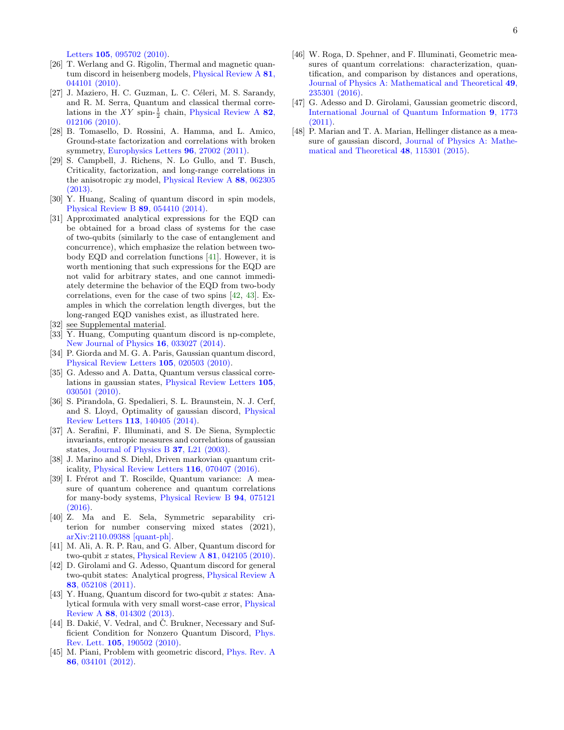Letters **105**, 095702 (2010).

[26] T. Werlang and G. Rigolin, Thermal and magnetic quantum discord in heisenberg models, Physical Review A **81**, 044101 (2010).

[27] J. Maziero, H. C. Guzman, L. C. Céleri, M. S. Sarandy, and R. M. Serra, Quantum and classical thermal correlations in the $XY$ spin-$\frac{1}{2}$ chain, Physical Review A **82**, 012106 (2010).

[28] B. Tomasello, D. Rossini, A. Hamma, and L. Amico, Ground-state factorization and correlations with broken symmetry, Europhysics Letters **96**, 27002 (2011).

[29] S. Campbell, J. Richens, N. Lo Gullo, and T. Busch, Criticality, factorization, and long-range correlations in the anisotropic $xy$ model, Physical Review A **88**, 062305 (2013).

[30] Y. Huang, Scaling of quantum discord in spin models, Physical Review B **89**, 054410 (2014).

[31] Approximated analytical expressions for the EQD can be obtained for a broad class of systems for the case of two-qubits (similarly to the case of entanglement and concurrence), which emphasize the relation between two-body EQD and correlation functions [41]. However, it is worth mentioning that such expressions for the EQD are not valid for arbitrary states, and one cannot immediately determine the behavior of the EQD from two-body correlations, even for the case of two spins [42, 43]. Examples in which the correlation length diverges, but the long-ranged EQD vanishes exist, as illustrated here.

[32] see Supplemental material.

[33] Y. Huang, Computing quantum discord is np-complete, New Journal of Physics **16**, 033027 (2014).

[34] P. Giorda and M. G. A. Paris, Gaussian quantum discord, Physical Review Letters **105**, 020503 (2010).

[35] G. Adesso and A. Datta, Quantum versus classical correlations in gaussian states, Physical Review Letters **105**, 030501 (2010).

[36] S. Pirandola, G. Spedalieri, S. L. Braunstein, N. J. Cerf, and S. Lloyd, Optimality of gaussian discord, Physical Review Letters **113**, 140405 (2014).

[37] A. Serafini, F. Illuminati, and S. De Siena, Symplectic invariants, entropic measures and correlations of gaussian states, Journal of Physics B **37**, L21 (2003).

[38] J. Marino and S. Diehl, Driven markovian quantum criticality, Physical Review Letters **116**, 070407 (2016).

[39] I. Frérot and T. Roscilde, Quantum variance: A measure of quantum coherence and quantum correlations for many-body systems, Physical Review B **94**, 075121 (2016).

[40] Z. Ma and E. Sela, Symmetric separability criterion for number conserving mixed states (2021), arXiv:2110.09388 [quant-ph].

[41] M. Ali, A. R. P. Rau, and G. Alber, Quantum discord for two-qubit $x$ states, Physical Review A **81**, 042105 (2010).

[42] D. Girolami and G. Adesso, Quantum discord for general two-qubit states: Analytical progress, Physical Review A **83**, 052108 (2011).

[43] Y. Huang, Quantum discord for two-qubit $x$ states: Analytical formula with very small worst-case error, Physical Review A **88**, 014302 (2013).

[44] B. Dakić, V. Vedral, and Č. Brukner, Necessary and Sufficient Condition for Nonzero Quantum Discord, Phys. Rev. Lett. **105**, 190502 (2010).

[45] M. Piani, Problem with geometric discord, Phys. Rev. A **86**, 034101 (2012).

[46] W. Roga, D. Spehner, and F. Illuminati, Geometric measures of quantum correlations: characterization, quantification, and comparison by distances and operations, Journal of Physics A: Mathematical and Theoretical **49**, 235301 (2016).

[47] G. Adesso and D. Girolami, Gaussian geometric discord, International Journal of Quantum Information **9**, 1773 (2011).

[48] P. Marian and T. A. Marian, Hellinger distance as a measure of gaussian discord, Journal of Physics A: Mathematical and Theoretical **48**, 115301 (2015).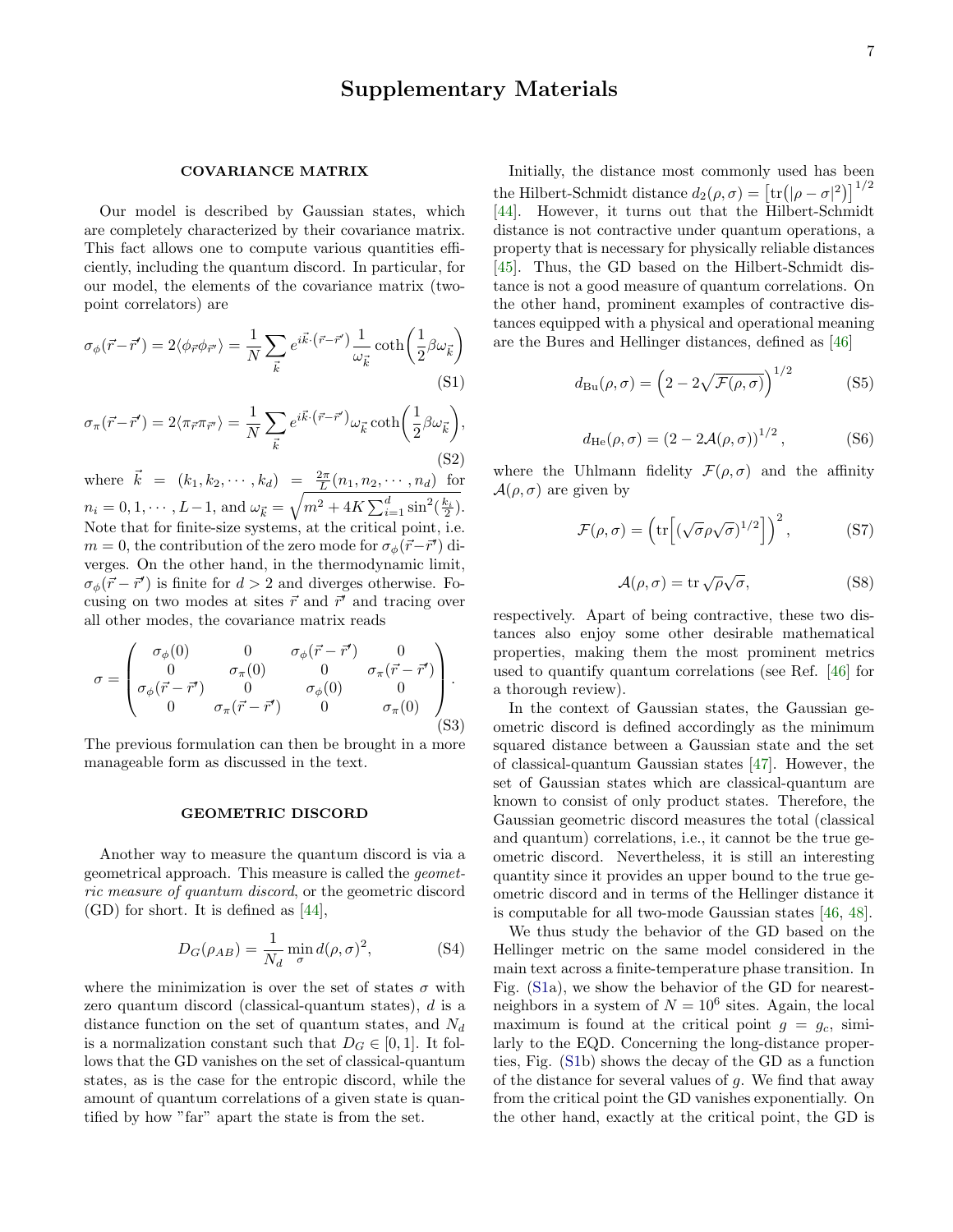# Supplementary Materials

## COVARIANCE MATRIX

Our model is described by Gaussian states, which are completely characterized by their covariance matrix. This fact allows one to compute various quantities efficiently, including the quantum discord. In particular, for our model, the elements of the covariance matrix (two-point correlators) are

$$\sigma_\phi(\vec{r}-\vec{r}') = 2\langle \phi_{\vec{r}}\phi_{\vec{r}'}\rangle = \frac{1}{N}\sum_{\vec{k}} e^{i\vec{k}\cdot(\vec{r}-\vec{r}')}\frac{1}{\omega_{\vec{k}}}\coth\left(\frac{1}{2}\beta\omega_{\vec{k}}\right) \tag{S1}$$

$$\sigma_\pi(\vec{r}-\vec{r}') = 2\langle \pi_{\vec{r}}\pi_{\vec{r}'}\rangle = \frac{1}{N}\sum_{\vec{k}} e^{i\vec{k}\cdot(\vec{r}-\vec{r}')}\omega_{\vec{k}}\coth\left(\frac{1}{2}\beta\omega_{\vec{k}}\right), \tag{S2}$$

where $\vec{k} = (k_1, k_2, \cdots, k_d) = \frac{2\pi}{L}(n_1, n_2, \cdots, n_d)$ for $n_i = 0, 1, \cdots, L-1$, and $\omega_{\vec{k}} = \sqrt{m^2 + 4K\sum_{i=1}^{d}\sin^2(\frac{k_i}{2})}$. Note that for finite-size systems, at the critical point, i.e. $m = 0$, the contribution of the zero mode for $\sigma_\phi(\vec{r}-\vec{r}')$ diverges. On the other hand, in the thermodynamic limit, $\sigma_\phi(\vec{r}-\vec{r}')$ is finite for $d > 2$ and diverges otherwise. Focusing on two modes at sites $\vec{r}$ and $\vec{r}'$ and tracing over all other modes, the covariance matrix reads

$$\sigma = \begin{pmatrix} \sigma_\phi(0) & 0 & \sigma_\phi(\vec{r}-\vec{r}') & 0 \\ 0 & \sigma_\pi(0) & 0 & \sigma_\pi(\vec{r}-\vec{r}') \\ \sigma_\phi(\vec{r}-\vec{r}') & 0 & \sigma_\phi(0) & 0 \\ 0 & \sigma_\pi(\vec{r}-\vec{r}') & 0 & \sigma_\pi(0) \end{pmatrix}. \tag{S3}$$

The previous formulation can then be brought in a more manageable form as discussed in the text.

## GEOMETRIC DISCORD

Another way to measure the quantum discord is via a geometrical approach. This measure is called the *geometric measure of quantum discord*, or the geometric discord (GD) for short. It is defined as [44],

$$D_G(\rho_{AB}) = \frac{1}{N_d}\min_{\sigma} d(\rho,\sigma)^2, \tag{S4}$$

where the minimization is over the set of states $\sigma$ with zero quantum discord (classical-quantum states), $d$ is a distance function on the set of quantum states, and $N_d$ is a normalization constant such that $D_G \in [0,1]$. It follows that the GD vanishes on the set of classical-quantum states, as is the case for the entropic discord, while the amount of quantum correlations of a given state is quantified by how "far" apart the state is from the set.

Initially, the distance most commonly used has been the Hilbert-Schmidt distance $d_2(\rho,\sigma) = \left[\mathrm{tr}\left(|\rho-\sigma|^2\right)\right]^{1/2}$ [44]. However, it turns out that the Hilbert-Schmidt distance is not contractive under quantum operations, a property that is necessary for physically reliable distances [45]. Thus, the GD based on the Hilbert-Schmidt distance is not a good measure of quantum correlations. On the other hand, prominent examples of contractive distances equipped with a physical and operational meaning are the Bures and Hellinger distances, defined as [46]

$$d_{\mathrm{Bu}}(\rho,\sigma) = \left(2 - 2\sqrt{\mathcal{F}(\rho,\sigma)}\right)^{1/2} \tag{S5}$$

$$d_{\mathrm{He}}(\rho,\sigma) = \left(2 - 2\mathcal{A}(\rho,\sigma)\right)^{1/2}, \tag{S6}$$

where the Uhlmann fidelity $\mathcal{F}(\rho,\sigma)$ and the affinity $\mathcal{A}(\rho,\sigma)$ are given by

$$\mathcal{F}(\rho,\sigma) = \left(\mathrm{tr}\left[(\sqrt{\sigma}\rho\sqrt{\sigma})^{1/2}\right]\right)^2, \tag{S7}$$

$$\mathcal{A}(\rho,\sigma) = \mathrm{tr}\,\sqrt{\rho}\sqrt{\sigma}, \tag{S8}$$

respectively. Apart of being contractive, these two distances also enjoy some other desirable mathematical properties, making them the most prominent metrics used to quantify quantum correlations (see Ref. [46] for a thorough review).

In the context of Gaussian states, the Gaussian geometric discord is defined accordingly as the minimum squared distance between a Gaussian state and the set of classical-quantum Gaussian states [47]. However, the set of Gaussian states which are classical-quantum are known to consist of only product states. Therefore, the Gaussian geometric discord measures the total (classical and quantum) correlations, i.e., it cannot be the true geometric discord. Nevertheless, it is still an interesting quantity since it provides an upper bound to the true geometric discord and in terms of the Hellinger distance it is computable for all two-mode Gaussian states [46, 48].

We thus study the behavior of the GD based on the Hellinger metric on the same model considered in the main text across a finite-temperature phase transition. In Fig. (S1a), we show the behavior of the GD for nearest-neighbors in a system of $N = 10^6$ sites. Again, the local maximum is found at the critical point $g = g_c$, similarly to the EQD. Concerning the long-distance properties, Fig. (S1b) shows the decay of the GD as a function of the distance for several values of $g$. We find that away from the critical point the GD vanishes exponentially. On the other hand, exactly at the critical point, the GD is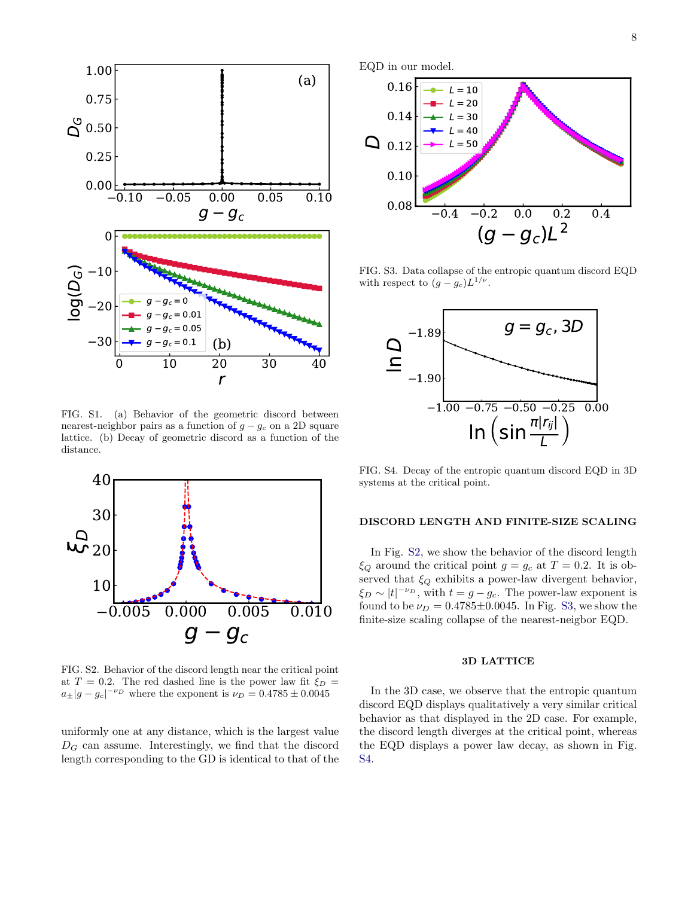(a)

$D_G$

1.00
0.75
0.50
0.25
0.00

−0.10 −0.05 0.00 0.05 0.10

$g - g_c$

$\log(D_G)$

0
−10
−20
−30

$g - g_c = 0$
$g - g_c = 0.01$
$g - g_c = 0.05$
$g - g_c = 0.1$

(b)

0 10 20 30 40

$r$

FIG. S1. (a) Behavior of the geometric discord between nearest-neighbor pairs as a function of $g - g_c$ on a 2D square lattice. (b) Decay of geometric discord as a function of the distance.

$\xi_D$

40
30
20
10

−0.005 0.000 0.005 0.010

$g - g_c$

FIG. S2. Behavior of the discord length near the critical point at $T = 0.2$. The red dashed line is the power law fit $\xi_D = a_{\pm}|g - g_c|^{-\nu_D}$ where the exponent is $\nu_D = 0.4785 \pm 0.0045$

uniformly one at any distance, which is the largest value $D_G$ can assume. Interestingly, we find that the discord length corresponding to the GD is identical to that of the EQD in our model.

$D$

0.16
0.14
0.12
0.10
0.08

$L = 10$
$L = 20$
$L = 30$
$L = 40$
$L = 50$

−0.4 −0.2 0.0 0.2 0.4

$(g - g_c)L^2$

FIG. S3. Data collapse of the entropic quantum discord EQD with respect to $(g - g_c)L^{1/\nu}$.

$g = g_c, 3D$

$\ln D$

−1.89
−1.90

−1.00 −0.75 −0.50 −0.25 0.00

$\ln\left(\sin\frac{\pi|r_{ij}|}{L}\right)$

FIG. S4. Decay of the entropic quantum discord EQD in 3D systems at the critical point.

## DISCORD LENGTH AND FINITE-SIZE SCALING

In Fig. S2, we show the behavior of the discord length $\xi_Q$ around the critical point $g = g_c$ at $T = 0.2$. It is observed that $\xi_Q$ exhibits a power-law divergent behavior, $\xi_D \sim |t|^{-\nu_D}$, with $t = g - g_c$. The power-law exponent is found to be $\nu_D = 0.4785 \pm 0.0045$. In Fig. S3, we show the finite-size scaling collapse of the nearest-neigbor EQD.

## 3D LATTICE

In the 3D case, we observe that the entropic quantum discord EQD displays qualitatively a very similar critical behavior as that displayed in the 2D case. For example, the discord length diverges at the critical point, whereas the EQD displays a power law decay, as shown in Fig. S4.